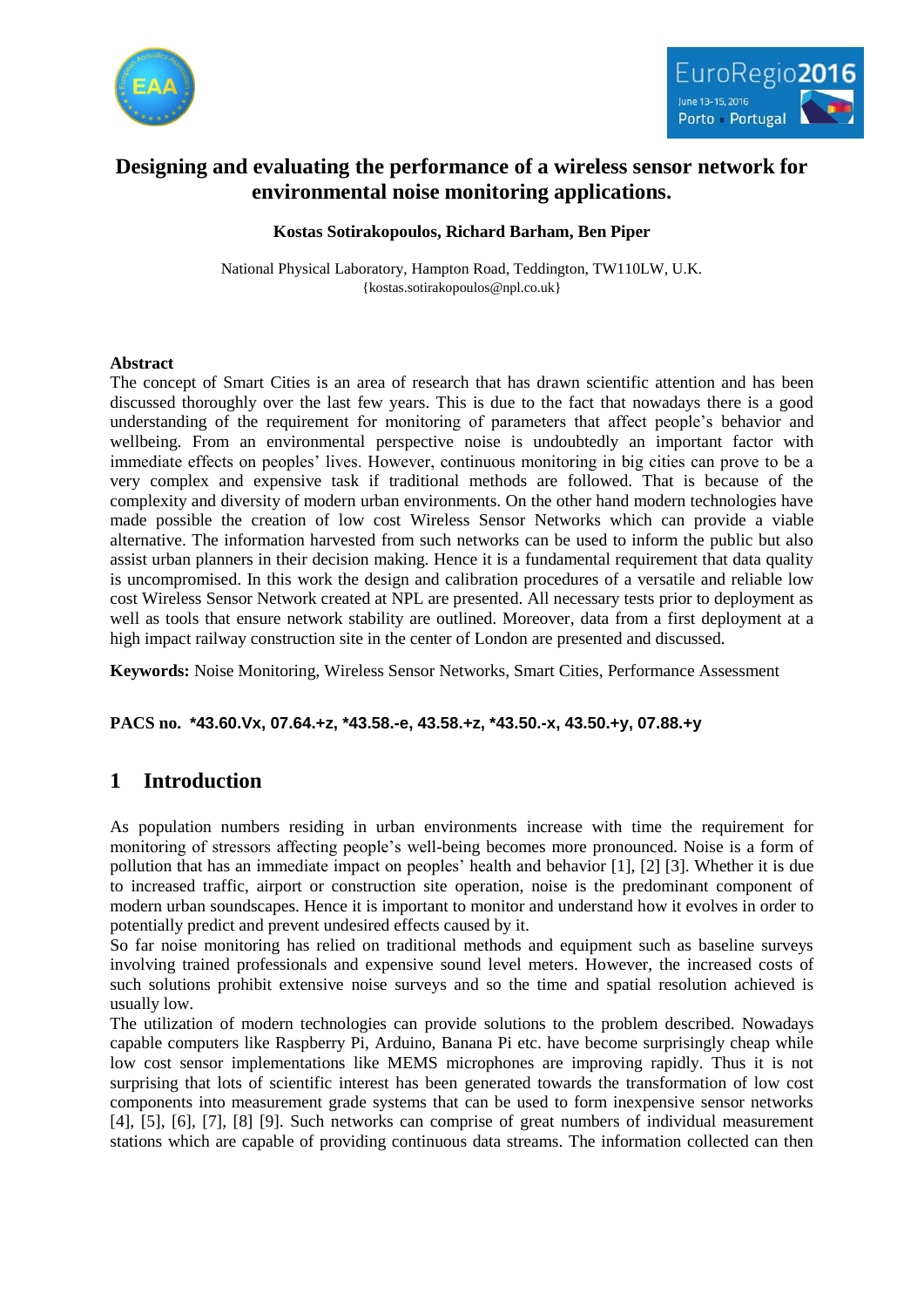# Designing and evaluating the performance of a wireless sensor network for environmental noise monitoring applications.

**Kostas Sotirakopoulos, Richard Barham, Ben Piper**

National Physical Laboratory, Hampton Road, Teddington, TW110LW, U.K.
{kostas.sotirakopoulos@npl.co.uk}

## Abstract

The concept of Smart Cities is an area of research that has drawn scientific attention and has been discussed thoroughly over the last few years. This is due to the fact that nowadays there is a good understanding of the requirement for monitoring of parameters that affect people's behavior and wellbeing. From an environmental perspective noise is undoubtedly an important factor with immediate effects on peoples' lives. However, continuous monitoring in big cities can prove to be a very complex and expensive task if traditional methods are followed. That is because of the complexity and diversity of modern urban environments. On the other hand modern technologies have made possible the creation of low cost Wireless Sensor Networks which can provide a viable alternative. The information harvested from such networks can be used to inform the public but also assist urban planners in their decision making. Hence it is a fundamental requirement that data quality is uncompromised. In this work the design and calibration procedures of a versatile and reliable low cost Wireless Sensor Network created at NPL are presented. All necessary tests prior to deployment as well as tools that ensure network stability are outlined. Moreover, data from a first deployment at a high impact railway construction site in the center of London are presented and discussed.

**Keywords:** Noise Monitoring, Wireless Sensor Networks, Smart Cities, Performance Assessment

**PACS no. \*43.60.Vx, 07.64.+z, \*43.58.-e, 43.58.+z, \*43.50.-x, 43.50.+y, 07.88.+y**

## 1 Introduction

As population numbers residing in urban environments increase with time the requirement for monitoring of stressors affecting people's well-being becomes more pronounced. Noise is a form of pollution that has an immediate impact on peoples' health and behavior [1], [2] [3]. Whether it is due to increased traffic, airport or construction site operation, noise is the predominant component of modern urban soundscapes. Hence it is important to monitor and understand how it evolves in order to potentially predict and prevent undesired effects caused by it.

So far noise monitoring has relied on traditional methods and equipment such as baseline surveys involving trained professionals and expensive sound level meters. However, the increased costs of such solutions prohibit extensive noise surveys and so the time and spatial resolution achieved is usually low.

The utilization of modern technologies can provide solutions to the problem described. Nowadays capable computers like Raspberry Pi, Arduino, Banana Pi etc. have become surprisingly cheap while low cost sensor implementations like MEMS microphones are improving rapidly. Thus it is not surprising that lots of scientific interest has been generated towards the transformation of low cost components into measurement grade systems that can be used to form inexpensive sensor networks [4], [5], [6], [7], [8] [9]. Such networks can comprise of great numbers of individual measurement stations which are capable of providing continuous data streams. The information collected can then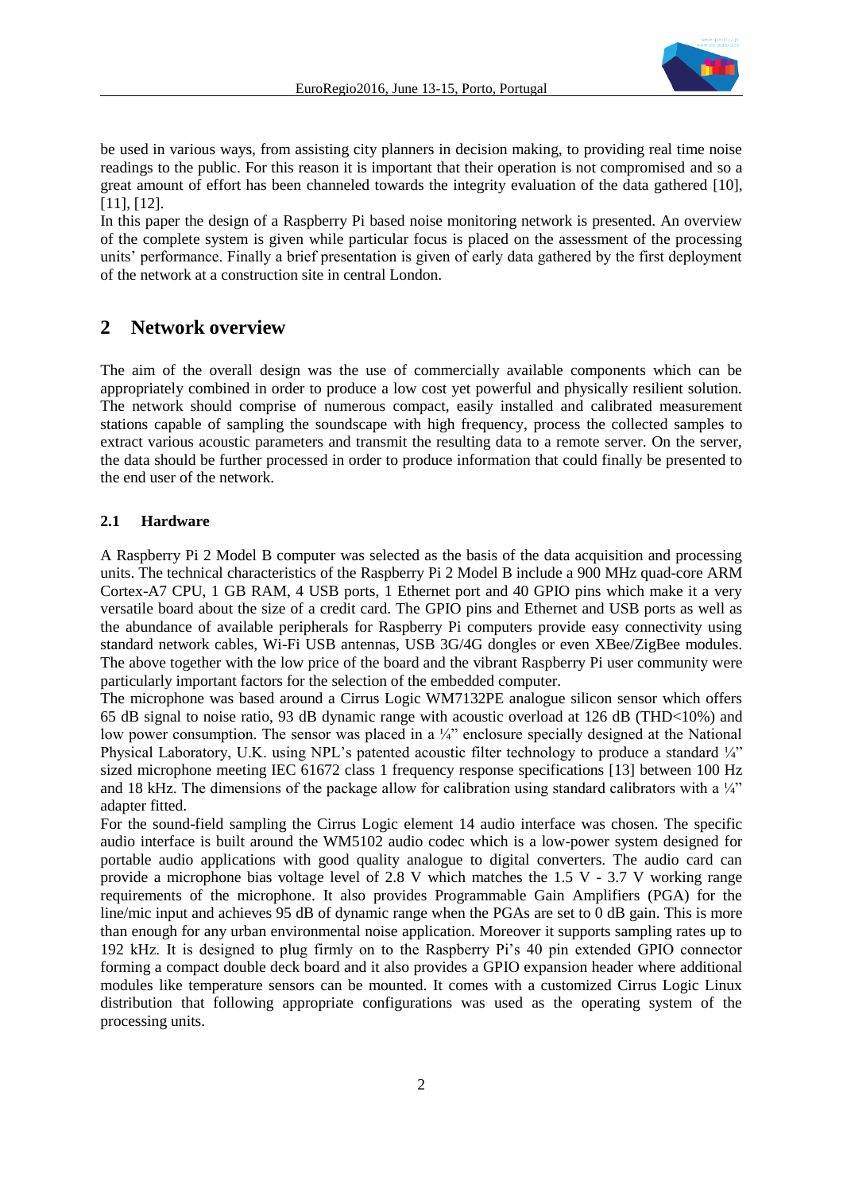be used in various ways, from assisting city planners in decision making, to providing real time noise readings to the public. For this reason it is important that their operation is not compromised and so a great amount of effort has been channeled towards the integrity evaluation of the data gathered [10], [11], [12].

In this paper the design of a Raspberry Pi based noise monitoring network is presented. An overview of the complete system is given while particular focus is placed on the assessment of the processing units' performance. Finally a brief presentation is given of early data gathered by the first deployment of the network at a construction site in central London.

## 2 Network overview

The aim of the overall design was the use of commercially available components which can be appropriately combined in order to produce a low cost yet powerful and physically resilient solution. The network should comprise of numerous compact, easily installed and calibrated measurement stations capable of sampling the soundscape with high frequency, process the collected samples to extract various acoustic parameters and transmit the resulting data to a remote server. On the server, the data should be further processed in order to produce information that could finally be presented to the end user of the network.

### 2.1 Hardware

A Raspberry Pi 2 Model B computer was selected as the basis of the data acquisition and processing units. The technical characteristics of the Raspberry Pi 2 Model B include a 900 MHz quad-core ARM Cortex-A7 CPU, 1 GB RAM, 4 USB ports, 1 Ethernet port and 40 GPIO pins which make it a very versatile board about the size of a credit card. The GPIO pins and Ethernet and USB ports as well as the abundance of available peripherals for Raspberry Pi computers provide easy connectivity using standard network cables, Wi-Fi USB antennas, USB 3G/4G dongles or even XBee/ZigBee modules. The above together with the low price of the board and the vibrant Raspberry Pi user community were particularly important factors for the selection of the embedded computer.

The microphone was based around a Cirrus Logic WM7132PE analogue silicon sensor which offers 65 dB signal to noise ratio, 93 dB dynamic range with acoustic overload at 126 dB (THD<10%) and low power consumption. The sensor was placed in a ¼" enclosure specially designed at the National Physical Laboratory, U.K. using NPL's patented acoustic filter technology to produce a standard ¼" sized microphone meeting IEC 61672 class 1 frequency response specifications [13] between 100 Hz and 18 kHz. The dimensions of the package allow for calibration using standard calibrators with a ¼" adapter fitted.

For the sound-field sampling the Cirrus Logic element 14 audio interface was chosen. The specific audio interface is built around the WM5102 audio codec which is a low-power system designed for portable audio applications with good quality analogue to digital converters. The audio card can provide a microphone bias voltage level of 2.8 V which matches the 1.5 V - 3.7 V working range requirements of the microphone. It also provides Programmable Gain Amplifiers (PGA) for the line/mic input and achieves 95 dB of dynamic range when the PGAs are set to 0 dB gain. This is more than enough for any urban environmental noise application. Moreover it supports sampling rates up to 192 kHz. It is designed to plug firmly on to the Raspberry Pi's 40 pin extended GPIO connector forming a compact double deck board and it also provides a GPIO expansion header where additional modules like temperature sensors can be mounted. It comes with a customized Cirrus Logic Linux distribution that following appropriate configurations was used as the operating system of the processing units.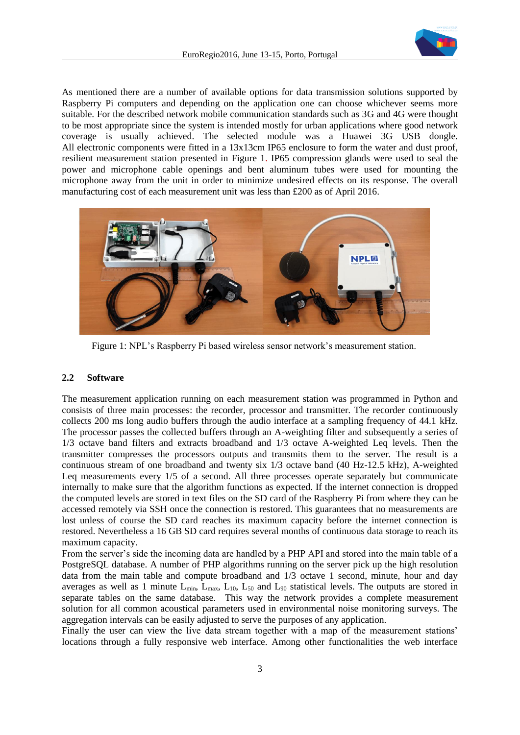As mentioned there are a number of available options for data transmission solutions supported by Raspberry Pi computers and depending on the application one can choose whichever seems more suitable. For the described network mobile communication standards such as 3G and 4G were thought to be most appropriate since the system is intended mostly for urban applications where good network coverage is usually achieved. The selected module was a Huawei 3G USB dongle. All electronic components were fitted in a 13x13cm IP65 enclosure to form the water and dust proof, resilient measurement station presented in Figure 1. IP65 compression glands were used to seal the power and microphone cable openings and bent aluminum tubes were used for mounting the microphone away from the unit in order to minimize undesired effects on its response. The overall manufacturing cost of each measurement unit was less than £200 as of April 2016.

Figure 1: NPL's Raspberry Pi based wireless sensor network's measurement station.

### 2.2 Software

The measurement application running on each measurement station was programmed in Python and consists of three main processes: the recorder, processor and transmitter. The recorder continuously collects 200 ms long audio buffers through the audio interface at a sampling frequency of 44.1 kHz. The processor passes the collected buffers through an A-weighting filter and subsequently a series of 1/3 octave band filters and extracts broadband and 1/3 octave A-weighted Leq levels. Then the transmitter compresses the processors outputs and transmits them to the server. The result is a continuous stream of one broadband and twenty six 1/3 octave band (40 Hz-12.5 kHz), A-weighted Leq measurements every 1/5 of a second. All three processes operate separately but communicate internally to make sure that the algorithm functions as expected. If the internet connection is dropped the computed levels are stored in text files on the SD card of the Raspberry Pi from where they can be accessed remotely via SSH once the connection is restored. This guarantees that no measurements are lost unless of course the SD card reaches its maximum capacity before the internet connection is restored. Nevertheless a 16 GB SD card requires several months of continuous data storage to reach its maximum capacity.

From the server's side the incoming data are handled by a PHP API and stored into the main table of a PostgreSQL database. A number of PHP algorithms running on the server pick up the high resolution data from the main table and compute broadband and 1/3 octave 1 second, minute, hour and day averages as well as 1 minute $L_{min}$, $L_{max}$, $L_{10}$, $L_{50}$ and $L_{90}$ statistical levels. The outputs are stored in separate tables on the same database. This way the network provides a complete measurement solution for all common acoustical parameters used in environmental noise monitoring surveys. The aggregation intervals can be easily adjusted to serve the purposes of any application.

Finally the user can view the live data stream together with a map of the measurement stations' locations through a fully responsive web interface. Among other functionalities the web interface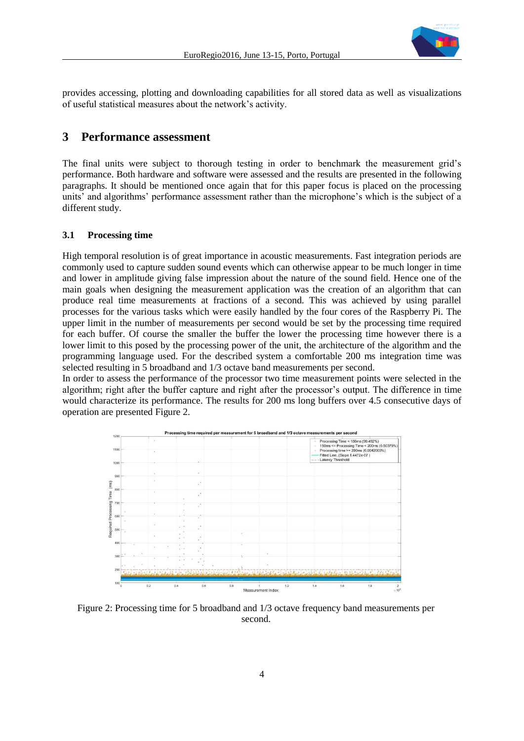provides accessing, plotting and downloading capabilities for all stored data as well as visualizations of useful statistical measures about the network's activity.

## 3 Performance assessment

The final units were subject to thorough testing in order to benchmark the measurement grid's performance. Both hardware and software were assessed and the results are presented in the following paragraphs. It should be mentioned once again that for this paper focus is placed on the processing units' and algorithms' performance assessment rather than the microphone's which is the subject of a different study.

### 3.1 Processing time

High temporal resolution is of great importance in acoustic measurements. Fast integration periods are commonly used to capture sudden sound events which can otherwise appear to be much longer in time and lower in amplitude giving false impression about the nature of the sound field. Hence one of the main goals when designing the measurement application was the creation of an algorithm that can produce real time measurements at fractions of a second. This was achieved by using parallel processes for the various tasks which were easily handled by the four cores of the Raspberry Pi. The upper limit in the number of measurements per second would be set by the processing time required for each buffer. Of course the smaller the buffer the lower the processing time however there is a lower limit to this posed by the processing power of the unit, the architecture of the algorithm and the programming language used. For the described system a comfortable 200 ms integration time was selected resulting in 5 broadband and 1/3 octave band measurements per second.

In order to assess the performance of the processor two time measurement points were selected in the algorithm; right after the buffer capture and right after the processor's output. The difference in time would characterize its performance. The results for 200 ms long buffers over 4.5 consecutive days of operation are presented Figure 2.

Figure 2: Processing time for 5 broadband and 1/3 octave frequency band measurements per second.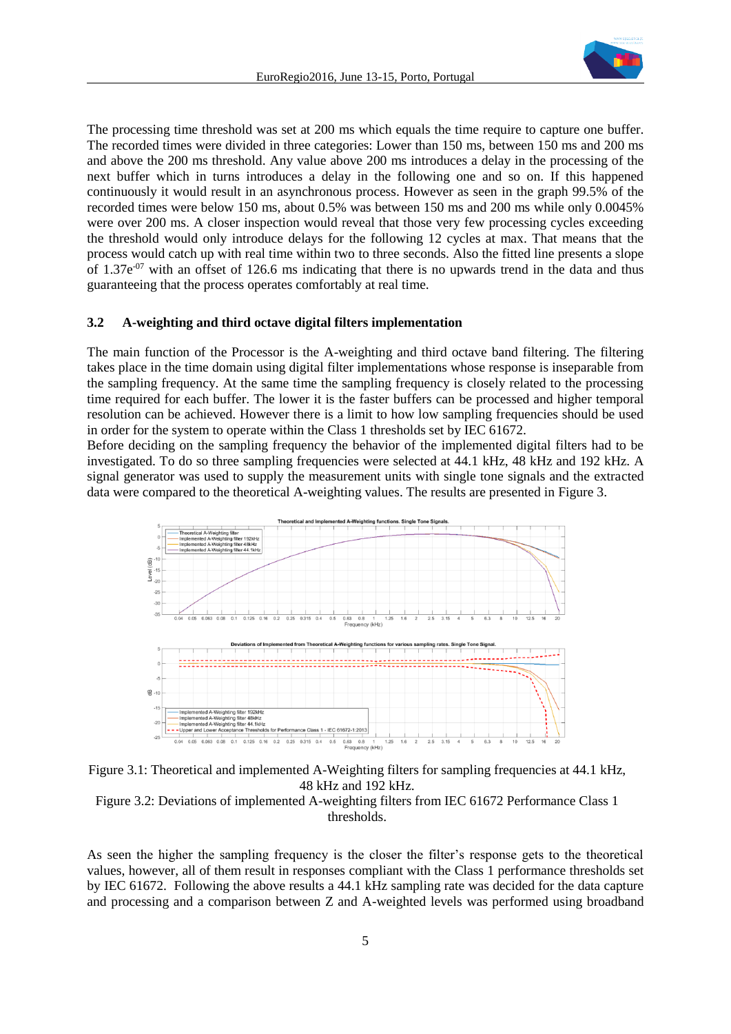The processing time threshold was set at 200 ms which equals the time require to capture one buffer. The recorded times were divided in three categories: Lower than 150 ms, between 150 ms and 200 ms and above the 200 ms threshold. Any value above 200 ms introduces a delay in the processing of the next buffer which in turns introduces a delay in the following one and so on. If this happened continuously it would result in an asynchronous process. However as seen in the graph 99.5% of the recorded times were below 150 ms, about 0.5% was between 150 ms and 200 ms while only 0.0045% were over 200 ms. A closer inspection would reveal that those very few processing cycles exceeding the threshold would only introduce delays for the following 12 cycles at max. That means that the process would catch up with real time within two to three seconds. Also the fitted line presents a slope of $1.37e^{-07}$ with an offset of 126.6 ms indicating that there is no upwards trend in the data and thus guaranteeing that the process operates comfortably at real time.

### 3.2 A-weighting and third octave digital filters implementation

The main function of the Processor is the A-weighting and third octave band filtering. The filtering takes place in the time domain using digital filter implementations whose response is inseparable from the sampling frequency. At the same time the sampling frequency is closely related to the processing time required for each buffer. The lower it is the faster buffers can be processed and higher temporal resolution can be achieved. However there is a limit to how low sampling frequencies should be used in order for the system to operate within the Class 1 thresholds set by IEC 61672.

Before deciding on the sampling frequency the behavior of the implemented digital filters had to be investigated. To do so three sampling frequencies were selected at 44.1 kHz, 48 kHz and 192 kHz. A signal generator was used to supply the measurement units with single tone signals and the extracted data were compared to the theoretical A-weighting values. The results are presented in Figure 3.

Figure 3.1: Theoretical and implemented A-Weighting filters for sampling frequencies at 44.1 kHz, 48 kHz and 192 kHz.

Figure 3.2: Deviations of implemented A-weighting filters from IEC 61672 Performance Class 1 tholds.

As seen the higher the sampling frequency is the closer the filter's response gets to the theoretical values, however, all of them result in responses compliant with the Class 1 performance thresholds set by IEC 61672. Following the above results a 44.1 kHz sampling rate was decided for the data capture and processing and a comparison between Z and A-weighted levels was performed using broadband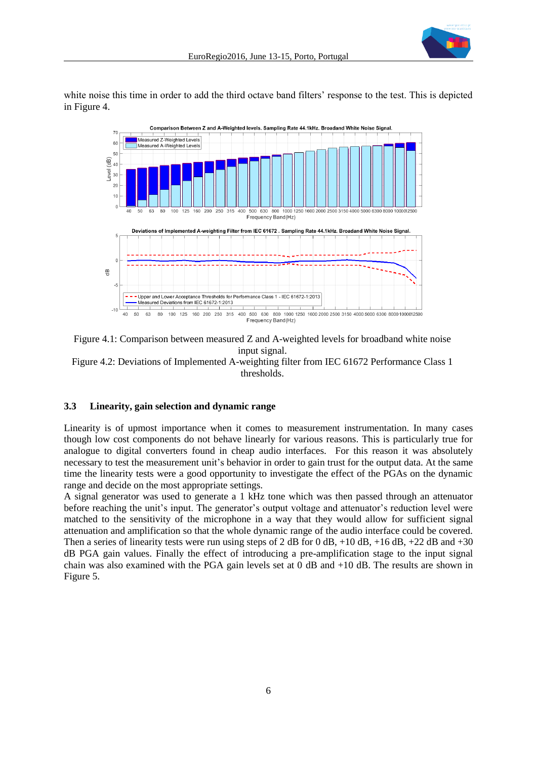white noise this time in order to add the third octave band filters' response to the test. This is depicted in Figure 4.

Figure 4.1: Comparison between measured Z and A-weighted levels for broadband white noise input signal.
Figure 4.2: Deviations of Implemented A-weighting filter from IEC 61672 Performance Class 1 thresholds.

### 3.3 Linearity, gain selection and dynamic range

Linearity is of upmost importance when it comes to measurement instrumentation. In many cases though low cost components do not behave linearly for various reasons. This is particularly true for analogue to digital converters found in cheap audio interfaces. For this reason it was absolutely necessary to test the measurement unit's behavior in order to gain trust for the output data. At the same time the linearity tests were a good opportunity to investigate the effect of the PGAs on the dynamic range and decide on the most appropriate settings.

A signal generator was used to generate a 1 kHz tone which was then passed through an attenuator before reaching the unit's input. The generator's output voltage and attenuator's reduction level were matched to the sensitivity of the microphone in a way that they would allow for sufficient signal attenuation and amplification so that the whole dynamic range of the audio interface could be covered. Then a series of linearity tests were run using steps of 2 dB for 0 dB, +10 dB, +16 dB, +22 dB and +30 dB PGA gain values. Finally the effect of introducing a pre-amplification stage to the input signal chain was also examined with the PGA levels set at 0 dB and +10 dB. The results are shown in Figure 5.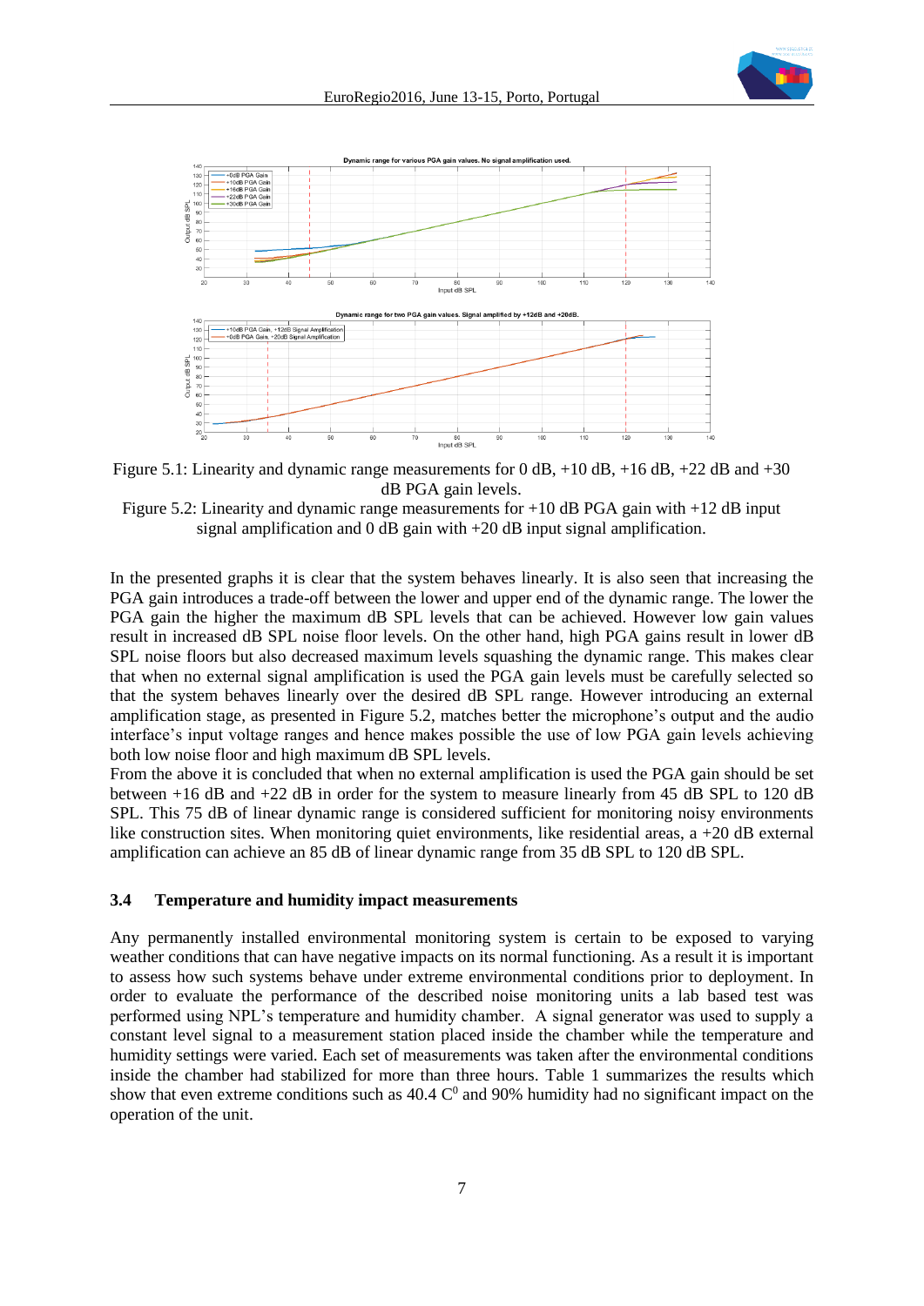Figure 5.1: Linearity and dynamic range measurements for 0 dB, +10 dB, +16 dB, +22 dB and +30 dB PGA gain levels.

Figure 5.2: Linearity and dynamic range measurements for +10 dB PGA gain with +12 dB input signal amplification and 0 dB gain with +20 dB input signal amplification.

In the presented graphs it is clear that the system behaves linearly. It is also seen that increasing the PGA gain introduces a trade-off between the lower and upper end of the dynamic range. The lower the PGA gain the higher the maximum dB SPL levels that can be achieved. However low gain values result in increased dB SPL noise floor levels. On the other hand, high PGA gains result in lower dB SPL noise floors but also decreased maximum levels squashing the dynamic range. This makes clear that when no external signal amplification is used the PGA gain levels must be carefully selected so that the system behaves linearly over the desired dB SPL range. However introducing an external amplification stage, as presented in Figure 5.2, matches better the microphone's output and the audio interface's input voltage ranges and hence makes possible the use of low PGA gain levels achieving both low noise floor and high maximum dB SPL levels.

From the above it is concluded that when no external amplification is used the PGA gain should be set between +16 dB and +22 dB in order for the system to measure linearly from 45 dB SPL to 120 dB SPL. This 75 dB of linear dynamic range is considered sufficient for monitoring noisy environments like construction sites. When monitoring quiet environments, like residential areas, a +20 dB external amplification can achieve an 85 dB of linear dynamic range from 35 dB SPL to 120 dB SPL.

### 3.4 Temperature and humidity impact measurements

Any permanently installed environmental monitoring system is certain to be exposed to varying weather conditions that can have negative impacts on its normal functioning. As a result it is important to assess how such systems behave under extreme environmental conditions prior to deployment. In order to evaluate the performance of the described noise monitoring units a lab based test was performed using NPL's temperature and humidity chamber. A signal generator was used to supply a constant level signal to a measurement station placed inside the chamber while the temperature and humidity settings were varied. Each set of measurements was taken after the environmental conditions inside the chamber had stabilized for more than three hours. Table 1 summarizes the results which show that even extreme conditions such as 40.4 $C^0$ and 90% humidity had no significant impact on the operation of the unit.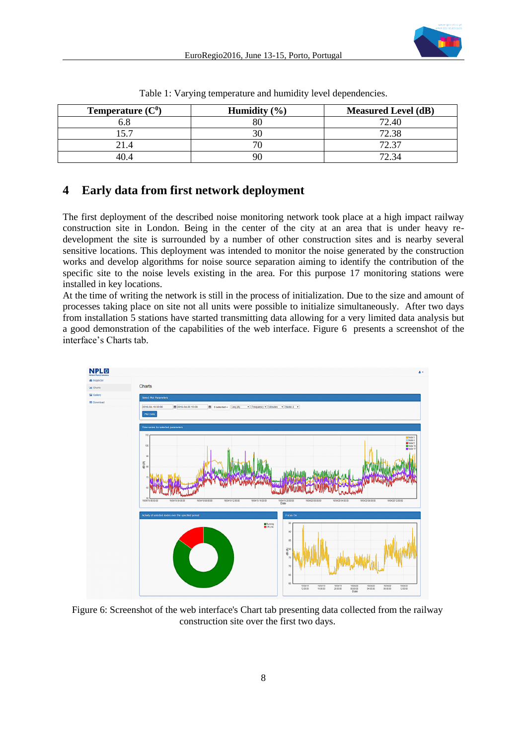Table 1: Varying temperature and humidity level dependencies.

| Temperature ($C^0$) | Humidity (%) | Measured Level (dB) |
|---|---|---|
| 6.8 | 80 | 72.40 |
| 15.7 | 30 | 72.38 |
| 21.4 | 70 | 72.37 |
| 40.4 | 90 | 72.34 |

## 4 Early data from first network deployment

The first deployment of the described noise monitoring network took place at a high impact railway construction site in London. Being in the center of the city at an area that is under heavy re-development the site is surrounded by a number of other construction sites and is nearby several sensitive locations. This deployment was intended to monitor the noise generated by the construction works and develop algorithms for noise source separation aiming to identify the contribution of the specific site to the noise levels existing in the area. For this purpose 17 monitoring stations were installed in key locations.

At the time of writing the network is still in the process of initialization. Due to the size and amount of processes taking place on site not all units were possible to initialize simultaneously. After two days from installation 5 stations have started transmitting data allowing for a very limited data analysis but a good demonstration of the capabilities of the web interface. Figure 6 presents a screenshot of the interface's Charts tab.

Figure 6: Screenshot of the web interface's Chart tab presenting data collected from the railway construction site over the first two days.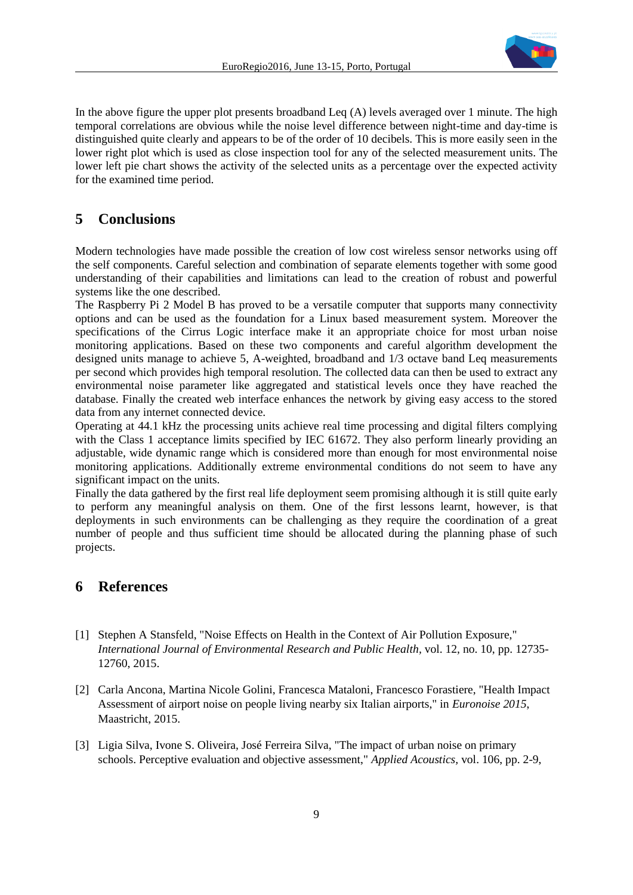In the above figure the upper plot presents broadband Leq (A) levels averaged over 1 minute. The high temporal correlations are obvious while the noise level difference between night-time and day-time is distinguished quite clearly and appears to be of the order of 10 decibels. This is more easily seen in the lower right plot which is used as close inspection tool for any of the selected measurement units. The lower left pie chart shows the activity of the selected units as a percentage over the expected activity for the examined time period.

## 5 Conclusions

Modern technologies have made possible the creation of low cost wireless sensor networks using off the self components. Careful selection and combination of separate elements together with some good understanding of their capabilities and limitations can lead to the creation of robust and powerful systems like the one described.

The Raspberry Pi 2 Model B has proved to be a versatile computer that supports many connectivity options and can be used as the foundation for a Linux based measurement system. Moreover the specifications of the Cirrus Logic interface make it an appropriate choice for most urban noise monitoring applications. Based on these two components and careful algorithm development the designed units manage to achieve 5, A-weighted, broadband and 1/3 octave band Leq measurements per second which provides high temporal resolution. The collected data can then be used to extract any environmental noise parameter like aggregated and statistical levels once they have reached the database. Finally the created web interface enhances the network by giving easy access to the stored data from any internet connected device.

Operating at 44.1 kHz the processing units achieve real time processing and digital filters complying with the Class 1 acceptance limits specified by IEC 61672. They also perform linearly providing an adjustable, wide dynamic range which is considered more than enough for most environmental noise monitoring applications. Additionally extreme environmental conditions do not seem to have any significant impact on the units.

Finally the data gathered by the first real life deployment seem promising although it is still quite early to perform any meaningful analysis on them. One of the first lessons learnt, however, is that deployments in such environments can be challenging as they require the coordination of a great number of people and thus sufficient time should be allocated during the planning phase of such projects.

## 6 References

[1] Stephen A Stansfeld, "Noise Effects on Health in the Context of Air Pollution Exposure," *International Journal of Environmental Research and Public Health*, vol. 12, no. 10, pp. 12735-12760, 2015.

[2] Carla Ancona, Martina Nicole Golini, Francesca Mataloni, Francesco Forastiere, "Health Impact Assessment of airport noise on people living nearby six Italian airports," in *Euronoise 2015*, Maastricht, 2015.

[3] Ligia Silva, Ivone S. Oliveira, José Ferreira Silva, "The impact of urban noise on primary schools. Perceptive evaluation and objective assessment," *Applied Acoustics*, vol. 106, pp. 2-9,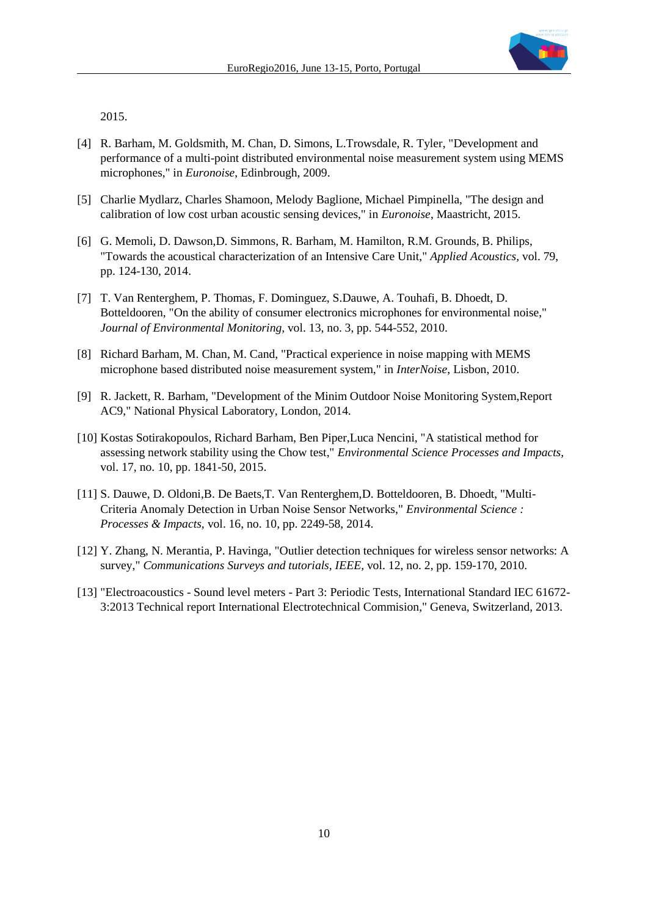2015.

[4] R. Barham, M. Goldsmith, M. Chan, D. Simons, L.Trowsdale, R. Tyler, "Development and performance of a multi-point distributed environmental noise measurement system using MEMS microphones," in *Euronoise*, Edinbrough, 2009.

[5] Charlie Mydlarz, Charles Shamoon, Melody Baglione, Michael Pimpinella, "The design and calibration of low cost urban acoustic sensing devices," in *Euronoise*, Maastricht, 2015.

[6] G. Memoli, D. Dawson,D. Simmons, R. Barham, M. Hamilton, R.M. Grounds, B. Philips, "Towards the acoustical characterization of an Intensive Care Unit," *Applied Acoustics,* vol. 79, pp. 124-130, 2014.

[7] T. Van Renterghem, P. Thomas, F. Dominguez, S.Dauwe, A. Touhafi, B. Dhoedt, D. Botteldooren, "On the ability of consumer electronics microphones for environmental noise," *Journal of Environmental Monitoring,* vol. 13, no. 3, pp. 544-552, 2010.

[8] Richard Barham, M. Chan, M. Cand, "Practical experience in noise mapping with MEMS microphone based distributed noise measurement system," in *InterNoise*, Lisbon, 2010.

[9] R. Jackett, R. Barham, "Development of the Minim Outdoor Noise Monitoring System,Report AC9," National Physical Laboratory, London, 2014.

[10] Kostas Sotirakopoulos, Richard Barham, Ben Piper,Luca Nencini, "A statistical method for assessing network stability using the Chow test," *Environmental Science Processes and Impacts,* vol. 17, no. 10, pp. 1841-50, 2015.

[11] S. Dauwe, D. Oldoni,B. De Baets,T. Van Renterghem,D. Botteldooren, B. Dhoedt, "Multi-Criteria Anomaly Detection in Urban Noise Sensor Networks," *Environmental Science : Processes & Impacts,* vol. 16, no. 10, pp. 2249-58, 2014.

[12] Y. Zhang, N. Merantia, P. Havinga, "Outlier detection techniques for wireless sensor networks: A survey," *Communications Surveys and tutorials, IEEE,* vol. 12, no. 2, pp. 159-170, 2010.

[13] "Electroacoustics - Sound level meters - Part 3: Periodic Tests, International Standard IEC 61672-3:2013 Technical report International Electrotechnical Commision," Geneva, Switzerland, 2013.